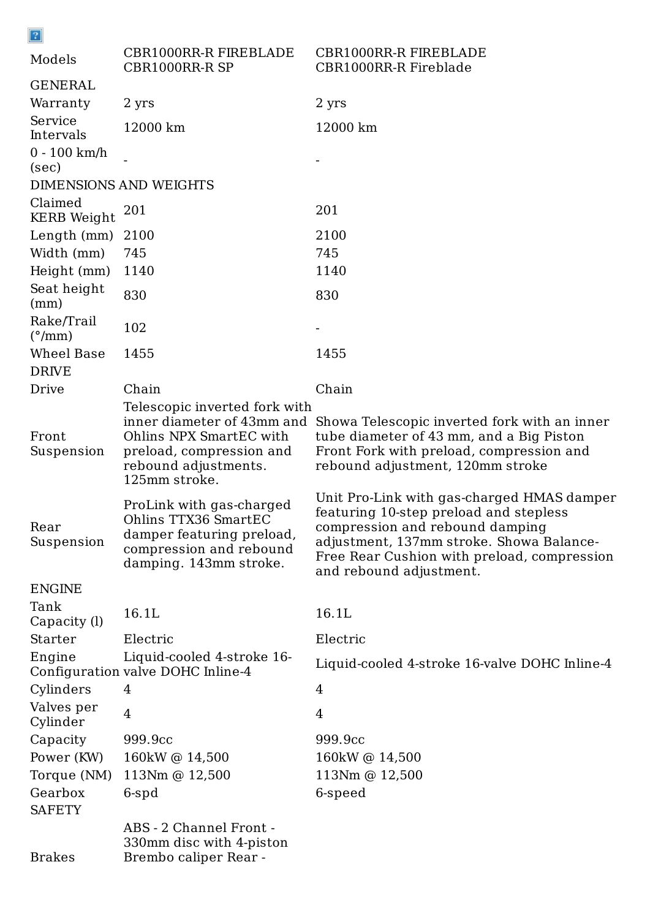| Models | CBR1000RR-R FIREBLADE CBR1000RR-R SP | CBR1000RR-R FIREBLADE CBR1000RR-R Fireblade |
|---|---|---|
| GENERAL | | |
| Warranty | 2 yrs | 2 yrs |
| Service Intervals | 12000 km | 12000 km |
| 0 - 100 km/h (sec) | - | - |
| DIMENSIONS AND WEIGHTS | | |
| Claimed KERB Weight | 201 | 201 |
| Length (mm) | 2100 | 2100 |
| Width (mm) | 745 | 745 |
| Height (mm) | 1140 | 1140 |
| Seat height (mm) | 830 | 830 |
| Rake/Trail (°/mm) | 102 | - |
| Wheel Base | 1455 | 1455 |
| DRIVE | | |
| Drive | Chain | Chain |
| Front Suspension | Telescopic inverted fork with inner diameter of 43mm and Ohlins NPX SmartEC with preload, compression and rebound adjustments. 125mm stroke. | Showa Telescopic inverted fork with an inner tube diameter of 43 mm, and a Big Piston Front Fork with preload, compression and rebound adjustment, 120mm stroke |
| Rear Suspension | ProLink with gas-charged Ohlins TTX36 SmartEC damper featuring preload, compression and rebound damping. 143mm stroke. | Unit Pro-Link with gas-charged HMAS damper featuring 10-step preload and stepless compression and rebound damping adjustment, 137mm stroke. Showa Balance-Free Rear Cushion with preload, compression and rebound adjustment. |
| ENGINE | | |
| Tank Capacity (l) | 16.1L | 16.1L |
| Starter | Electric | Electric |
| Engine Configuration | Liquid-cooled 4-stroke 16-valve DOHC Inline-4 | Liquid-cooled 4-stroke 16-valve DOHC Inline-4 |
| Cylinders | 4 | 4 |
| Valves per Cylinder | 4 | 4 |
| Capacity | 999.9cc | 999.9cc |
| Power (KW) | 160kW @ 14,500 | 160kW @ 14,500 |
| Torque (NM) | 113Nm @ 12,500 | 113Nm @ 12,500 |
| Gearbox | 6-spd | 6-speed |
| SAFETY | | |
| Brakes | ABS - 2 Channel Front - 330mm disc with 4-piston Brembo caliper Rear - | |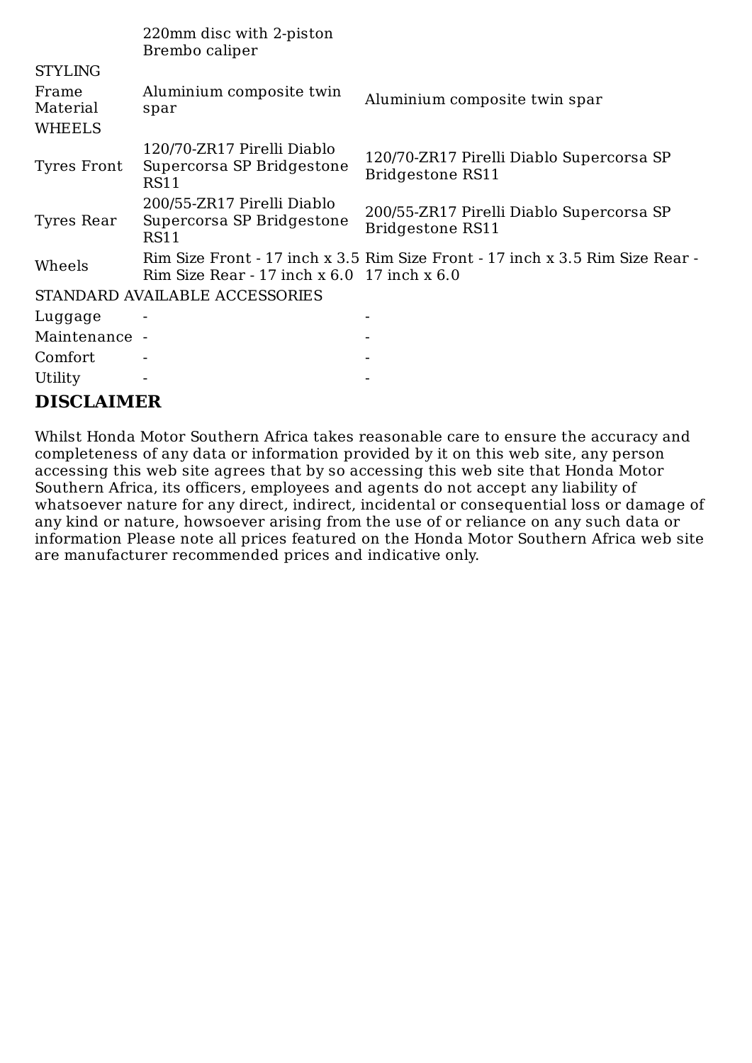| | | |
|---|---|---|
| | 220mm disc with 2-piston Brembo caliper | |
| STYLING | | |
| Frame Material | Aluminium composite twin spar | Aluminium composite twin spar |
| WHEELS | | |
| Tyres Front | 120/70-ZR17 Pirelli Diablo Supercorsa SP Bridgestone RS11 | 120/70-ZR17 Pirelli Diablo Supercorsa SP Bridgestone RS11 |
| Tyres Rear | 200/55-ZR17 Pirelli Diablo Supercorsa SP Bridgestone RS11 | 200/55-ZR17 Pirelli Diablo Supercorsa SP Bridgestone RS11 |
| Wheels | Rim Size Front - 17 inch x 3.5 Rim Size Rear - 17 inch x 6.0 | Rim Size Front - 17 inch x 3.5 Rim Size Rear - 17 inch x 6.0 |
| STANDARD AVAILABLE ACCESSORIES | | |
| Luggage | - | - |
| Maintenance | - | - |
| Comfort | - | - |
| Utility | - | - |

## DISCLAIMER

Whilst Honda Motor Southern Africa takes reasonable care to ensure the accuracy and completeness of any data or information provided by it on this web site, any person accessing this web site agrees that by so accessing this web site that Honda Motor Southern Africa, its officers, employees and agents do not accept any liability of whatsoever nature for any direct, indirect, incidental or consequential loss or damage of any kind or nature, howsoever arising from the use of or reliance on any such data or information Please note all prices featured on the Honda Motor Southern Africa web site are manufacturer recommended prices and indicative only.